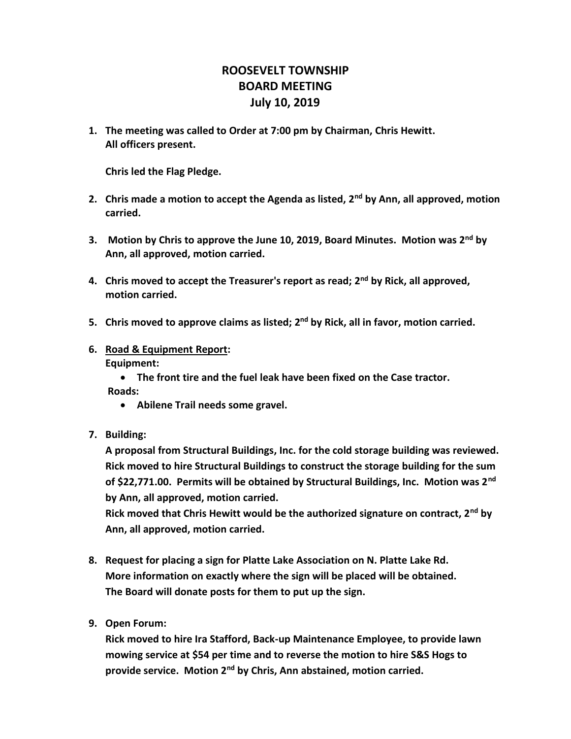# ROOSEVELT TOWNSHIP
# BOARD MEETING
# July 10, 2019

1. **The meeting was called to Order at 7:00 pm by Chairman, Chris Hewitt. All officers present.**

   **Chris led the Flag Pledge.**

2. **Chris made a motion to accept the Agenda as listed, 2nd by Ann, all approved, motion carried.**

3. **Motion by Chris to approve the June 10, 2019, Board Minutes. Motion was 2nd by Ann, all approved, motion carried.**

4. **Chris moved to accept the Treasurer's report as read; 2nd by Rick, all approved, motion carried.**

5. **Chris moved to approve claims as listed; 2nd by Rick, all in favor, motion carried.**

6. **<u>Road & Equipment Report</u>:**

   **Equipment:**
   - **The front tire and the fuel leak have been fixed on the Case tractor.**

   **Roads:**
   - **Abilene Trail needs some gravel.**

7. **Building:**

   **A proposal from Structural Buildings, Inc. for the cold storage building was reviewed. Rick moved to hire Structural Buildings to construct the storage building for the sum of $22,771.00. Permits will be obtained by Structural Buildings, Inc. Motion was 2nd by Ann, all approved, motion carried.**

   **Rick moved that Chris Hewitt would be the authorized signature on contract, 2nd by Ann, all approved, motion carried.**

8. **Request for placing a sign for Platte Lake Association on N. Platte Lake Rd. More information on exactly where the sign will be placed will be obtained. The Board will donate posts for them to put up the sign.**

9. **Open Forum:**

   **Rick moved to hire Ira Stafford, Back-up Maintenance Employee, to provide lawn mowing service at $54 per time and to reverse the motion to hire S&S Hogs to provide service. Motion 2nd by Chris, Ann abstained, motion carried.**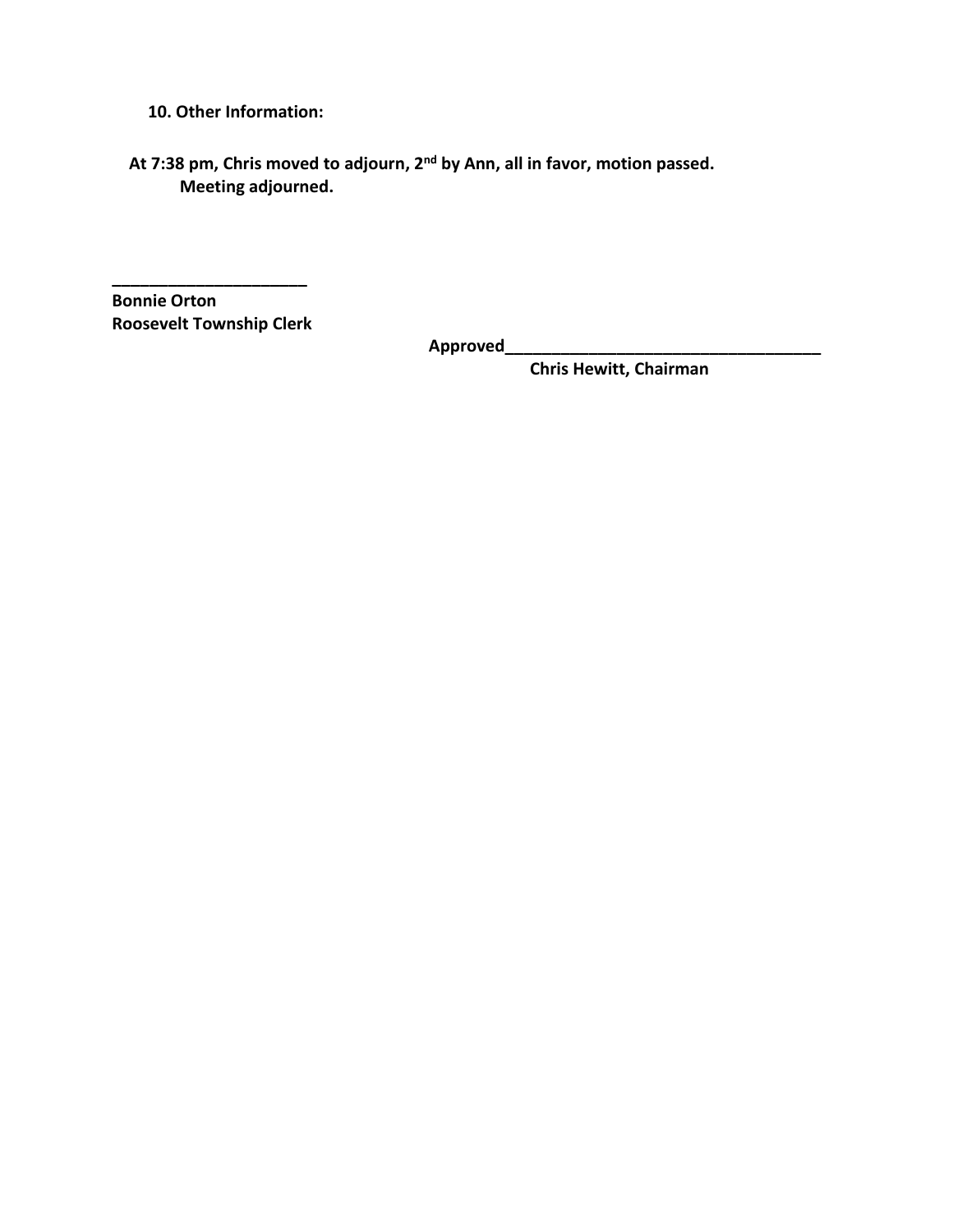**10. Other Information:**

**At 7:38 pm, Chris moved to adjourn, 2nd by Ann, all in favor, motion passed. Meeting adjourned.**

**\_\_\_\_\_\_\_\_\_\_\_\_\_\_\_\_\_\_\_\_\_\_**
**Bonnie Orton**
**Roosevelt Township Clerk**

**Approved\_\_\_\_\_\_\_\_\_\_\_\_\_\_\_\_\_\_\_\_\_\_\_\_\_\_\_\_\_\_\_\_\_\_\_\_**
**Chris Hewitt, Chairman**